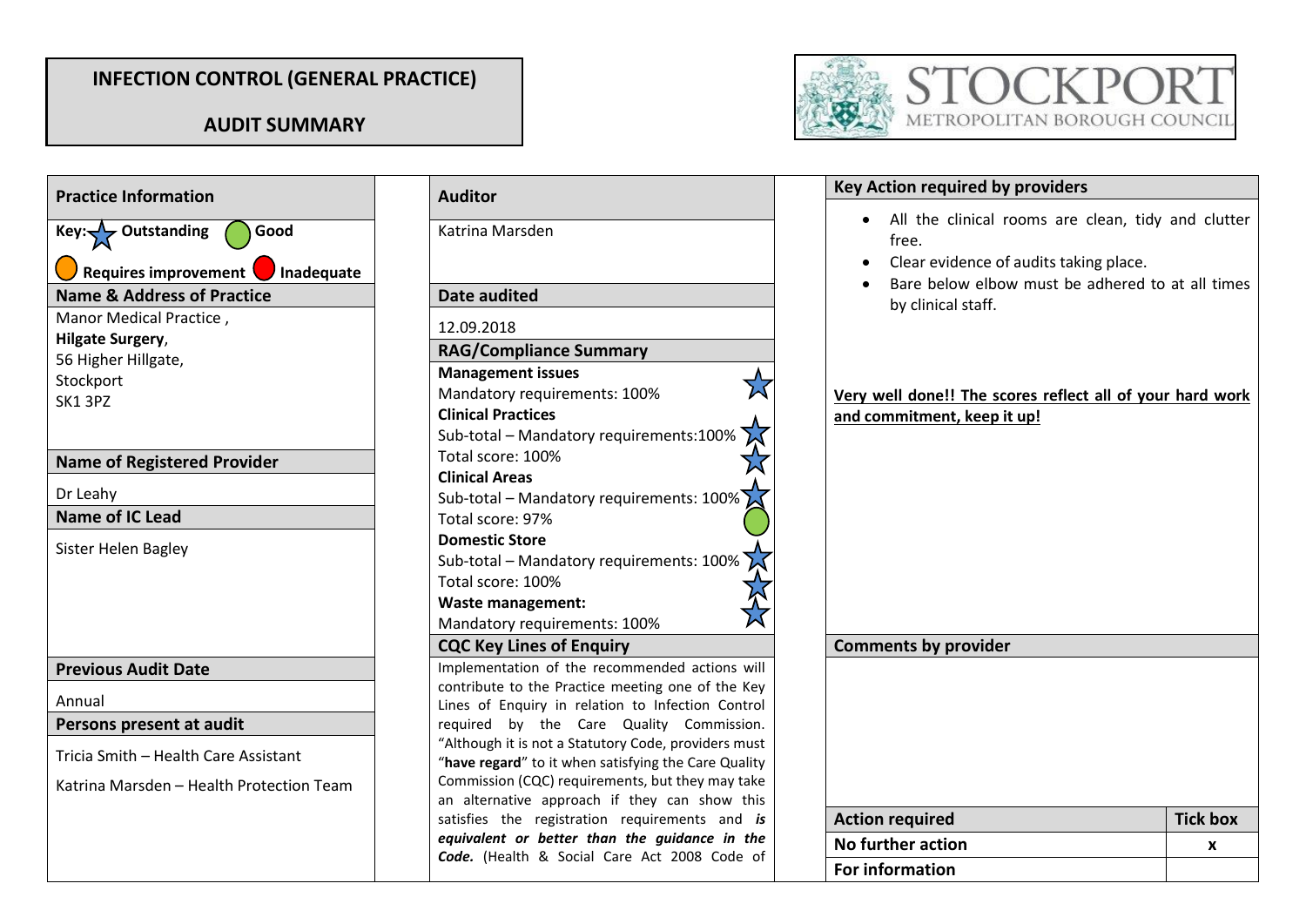# INFECTION CONTROL (GENERAL PRACTICE)

## AUDIT SUMMARY

STOCKPORT METROPOLITAN BOROUGH COUNCIL

### Practice Information

**Key:** ★ **Outstanding** ● **Good** ● **Requires improvement** ● **Inadequate**

**Name & Address of Practice**

Manor Medical Practice ,
**Hilgate Surgery**,
56 Higher Hillgate,
Stockport
SK1 3PZ

**Name of Registered Provider**

Dr Leahy

**Name of IC Lead**

Sister Helen Bagley

**Previous Audit Date**

Annual

**Persons present at audit**

Tricia Smith – Health Care Assistant

Katrina Marsden – Health Protection Team

### Auditor

Katrina Marsden

**Date audited**

12.09.2018

**RAG/Compliance Summary**

| Area | Rating |
|---|---|
| **Management issues** | |
| Mandatory requirements: 100% | ★ Outstanding |
| **Clinical Practices** | |
| Sub-total – Mandatory requirements:100% | ★ Outstanding |
| Total score: 100% | ★ Outstanding |
| **Clinical Areas** | |
| Sub-total – Mandatory requirements: 100% | ★ Outstanding |
| Total score: 97% | ● Good |
| **Domestic Store** | |
| Sub-total – Mandatory requirements: 100% | ★ Outstanding |
| Total score: 100% | ★ Outstanding |
| **Waste management:** | |
| Mandatory requirements: 100% | ★ Outstanding |

**CQC Key Lines of Enquiry**

Implementation of the recommended actions will contribute to the Practice meeting one of the Key Lines of Enquiry in relation to Infection Control required by the Care Quality Commission. "Although it is not a Statutory Code, providers must "**have regard**" to it when satisfying the Care Quality Commission (CQC) requirements, but they may take an alternative approach if they can show this satisfies the registration requirements and ***is equivalent or better than the guidance in the Code.*** (Health & Social Care Act 2008 Code of

### Key Action required by providers

- All the clinical rooms are clean, tidy and clutter free.
- Clear evidence of audits taking place.
- Bare below elbow must be adhered to at all times by clinical staff.

**Very well done!! The scores reflect all of your hard work and commitment, keep it up!**

**Comments by provider**

| Action required | Tick box |
|---|---|
| No further action | x |
| For information | |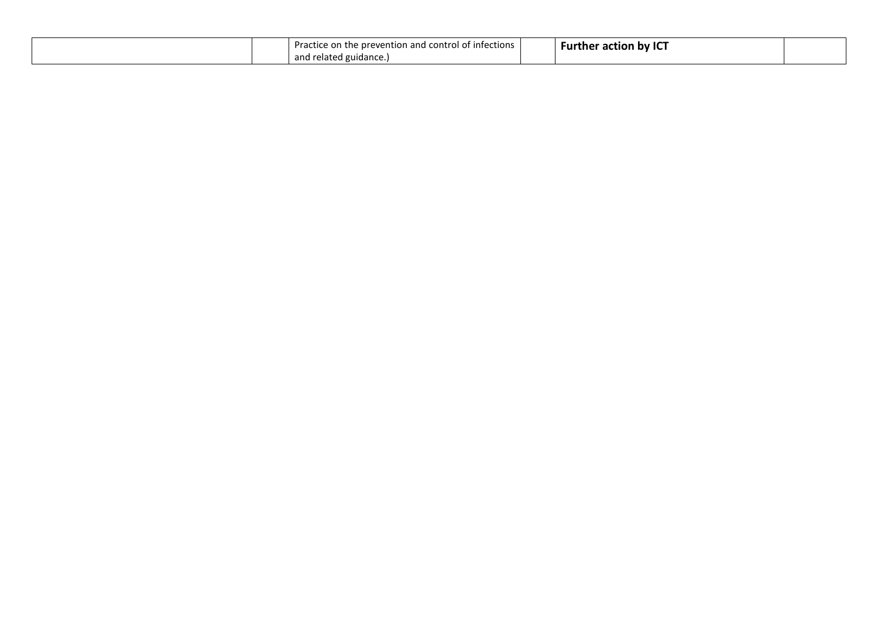| | | | | | |
|---|---|---|---|---|---|
| | | Practice on the prevention and control of infections and related guidance.) | | **Further action by ICT** | |